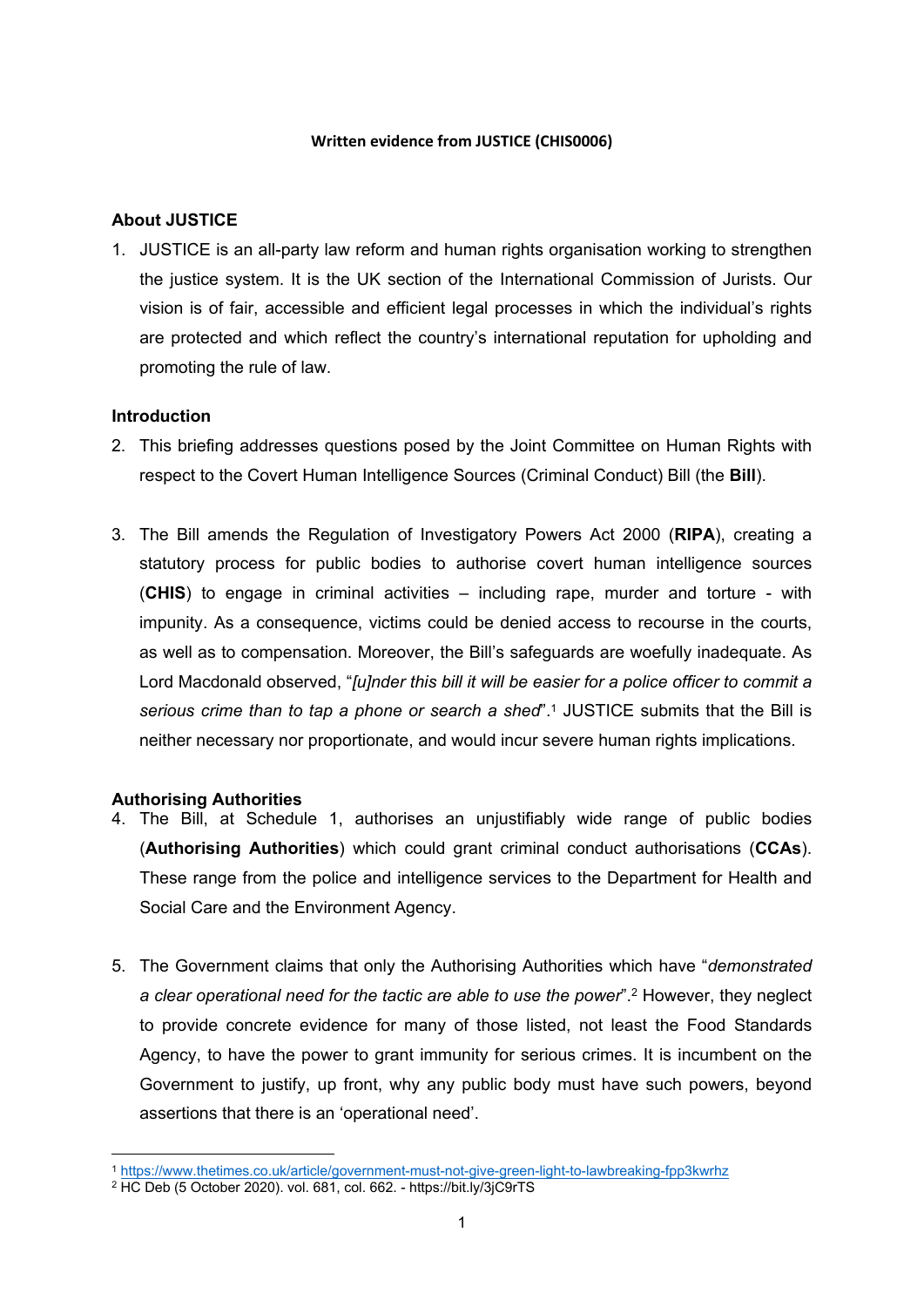**Written evidence from JUSTICE (CHIS0006)**

**About JUSTICE**

1. JUSTICE is an all-party law reform and human rights organisation working to strengthen the justice system. It is the UK section of the International Commission of Jurists. Our vision is of fair, accessible and efficient legal processes in which the individual's rights are protected and which reflect the country's international reputation for upholding and promoting the rule of law.

**Introduction**

2. This briefing addresses questions posed by the Joint Committee on Human Rights with respect to the Covert Human Intelligence Sources (Criminal Conduct) Bill (the **Bill**).

3. The Bill amends the Regulation of Investigatory Powers Act 2000 (**RIPA**), creating a statutory process for public bodies to authorise covert human intelligence sources (**CHIS**) to engage in criminal activities – including rape, murder and torture - with impunity. As a consequence, victims could be denied access to recourse in the courts, as well as to compensation. Moreover, the Bill's safeguards are woefully inadequate. As Lord Macdonald observed, "*[u]nder this bill it will be easier for a police officer to commit a serious crime than to tap a phone or search a shed*".[1] JUSTICE submits that the Bill is neither necessary nor proportionate, and would incur severe human rights implications.

**Authorising Authorities**

4. The Bill, at Schedule 1, authorises an unjustifiably wide range of public bodies (**Authorising Authorities**) which could grant criminal conduct authorisations (**CCAs**). These range from the police and intelligence services to the Department for Health and Social Care and the Environment Agency.

5. The Government claims that only the Authorising Authorities which have "*demonstrated a clear operational need for the tactic are able to use the power*".[2] However, they neglect to provide concrete evidence for many of those listed, not least the Food Standards Agency, to have the power to grant immunity for serious crimes. It is incumbent on the Government to justify, up front, why any public body must have such powers, beyond assertions that there is an 'operational need'.

[1] https://www.thetimes.co.uk/article/government-must-not-give-green-light-to-lawbreaking-fpp3kwrhz

[2] HC Deb (5 October 2020). vol. 681, col. 662. - https://bit.ly/3jC9rTS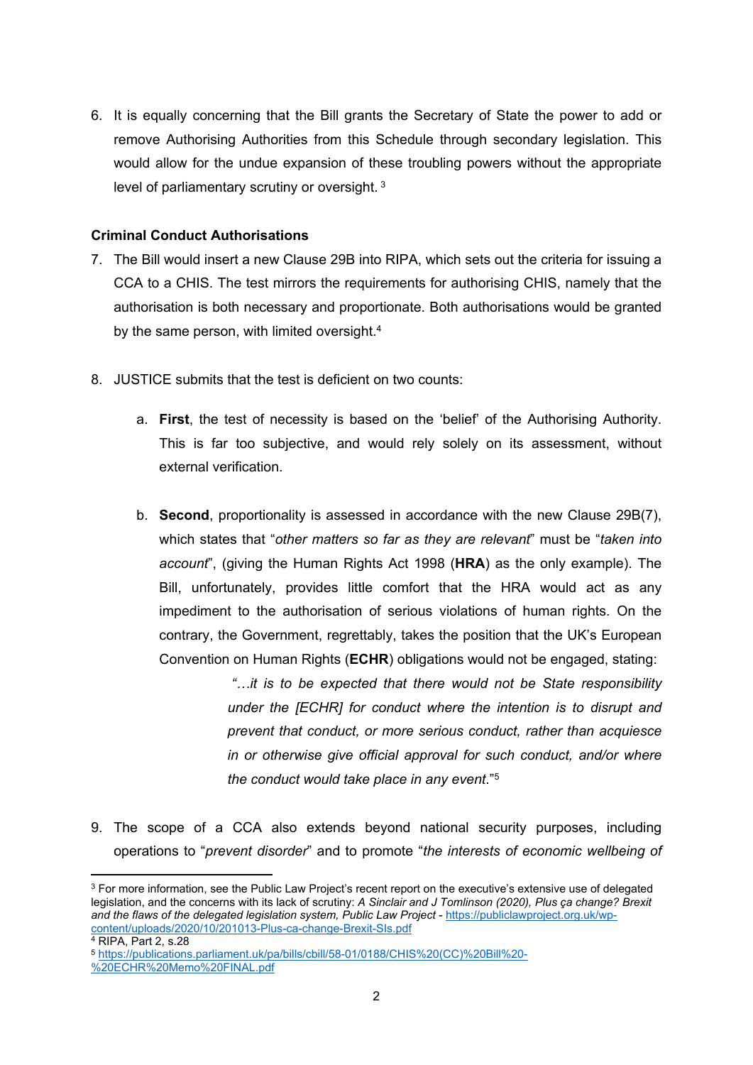6. It is equally concerning that the Bill grants the Secretary of State the power to add or remove Authorising Authorities from this Schedule through secondary legislation. This would allow for the undue expansion of these troubling powers without the appropriate level of parliamentary scrutiny or oversight. [3]

**Criminal Conduct Authorisations**

7. The Bill would insert a new Clause 29B into RIPA, which sets out the criteria for issuing a CCA to a CHIS. The test mirrors the requirements for authorising CHIS, namely that the authorisation is both necessary and proportionate. Both authorisations would be granted by the same person, with limited oversight.[4]

8. JUSTICE submits that the test is deficient on two counts:

   a. **First**, the test of necessity is based on the 'belief' of the Authorising Authority. This is far too subjective, and would rely solely on its assessment, without external verification.

   b. **Second**, proportionality is assessed in accordance with the new Clause 29B(7), which states that "*other matters so far as they are relevant*" must be "*taken into account*", (giving the Human Rights Act 1998 (**HRA**) as the only example). The Bill, unfortunately, provides little comfort that the HRA would act as any impediment to the authorisation of serious violations of human rights. On the contrary, the Government, regrettably, takes the position that the UK's European Convention on Human Rights (**ECHR**) obligations would not be engaged, stating:

      > "*…it is to be expected that there would not be State responsibility under the [ECHR] for conduct where the intention is to disrupt and prevent that conduct, or more serious conduct, rather than acquiesce in or otherwise give official approval for such conduct, and/or where the conduct would take place in any event*."[5]

9. The scope of a CCA also extends beyond national security purposes, including operations to "*prevent disorder*" and to promote "*the interests of economic wellbeing of*

---

[3] For more information, see the Public Law Project's recent report on the executive's extensive use of delegated legislation, and the concerns with its lack of scrutiny: *A Sinclair and J Tomlinson (2020), Plus ça change? Brexit and the flaws of the delegated legislation system, Public Law Project* - https://publiclawproject.org.uk/wp-content/uploads/2020/10/201013-Plus-ca-change-Brexit-SIs.pdf

[4] RIPA, Part 2, s.28

[5] https://publications.parliament.uk/pa/bills/cbill/58-01/0188/CHIS%20(CC)%20Bill%20-%20ECHR%20Memo%20FINAL.pdf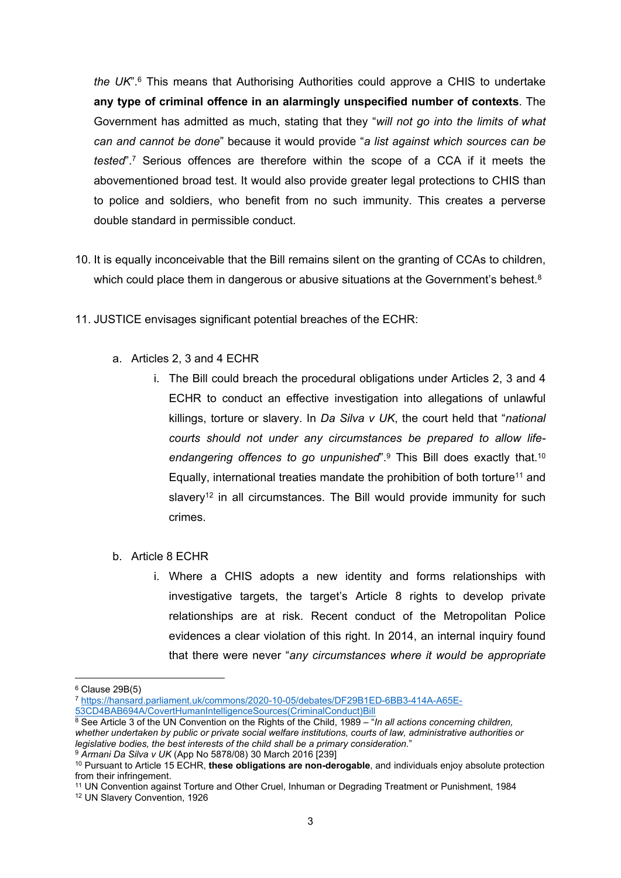*the UK*".[6] This means that Authorising Authorities could approve a CHIS to undertake **any type of criminal offence in an alarmingly unspecified number of contexts**. The Government has admitted as much, stating that they "*will not go into the limits of what can and cannot be done*" because it would provide "*a list against which sources can be tested*".[7] Serious offences are therefore within the scope of a CCA if it meets the abovementioned broad test. It would also provide greater legal protections to CHIS than to police and soldiers, who benefit from no such immunity. This creates a perverse double standard in permissible conduct.

10. It is equally inconceivable that the Bill remains silent on the granting of CCAs to children, which could place them in dangerous or abusive situations at the Government's behest.[8]

11. JUSTICE envisages significant potential breaches of the ECHR:

    a. Articles 2, 3 and 4 ECHR

        i. The Bill could breach the procedural obligations under Articles 2, 3 and 4 ECHR to conduct an effective investigation into allegations of unlawful killings, torture or slavery. In *Da Silva v UK*, the court held that "*national courts should not under any circumstances be prepared to allow life-endangering offences to go unpunished*".[9] This Bill does exactly that.[10] Equally, international treaties mandate the prohibition of both torture[11] and slavery[12] in all circumstances. The Bill would provide immunity for such crimes.

    b. Article 8 ECHR

        i. Where a CHIS adopts a new identity and forms relationships with investigative targets, the target's Article 8 rights to develop private relationships are at risk. Recent conduct of the Metropolitan Police evidences a clear violation of this right. In 2014, an internal inquiry found that there were never "*any circumstances where it would be appropriate*

---

[6] Clause 29B(5)

[7] [https://hansard.parliament.uk/commons/2020-10-05/debates/DF29B1ED-6BB3-414A-A65E-53CD4BAB694A/CovertHumanIntelligenceSources(CriminalConduct)Bill](https://hansard.parliament.uk/commons/2020-10-05/debates/DF29B1ED-6BB3-414A-A65E-53CD4BAB694A/CovertHumanIntelligenceSources(CriminalConduct)Bill)

[8] See Article 3 of the UN Convention on the Rights of the Child, 1989 – "*In all actions concerning children, whether undertaken by public or private social welfare institutions, courts of law, administrative authorities or legislative bodies, the best interests of the child shall be a primary consideration.*"

[9] *Armani Da Silva v UK* (App No 5878/08) 30 March 2016 [239]

[10] Pursuant to Article 15 ECHR, **these obligations are non-derogable**, and individuals enjoy absolute protection from their infringement.

[11] UN Convention against Torture and Other Cruel, Inhuman or Degrading Treatment or Punishment, 1984

[12] UN Slavery Convention, 1926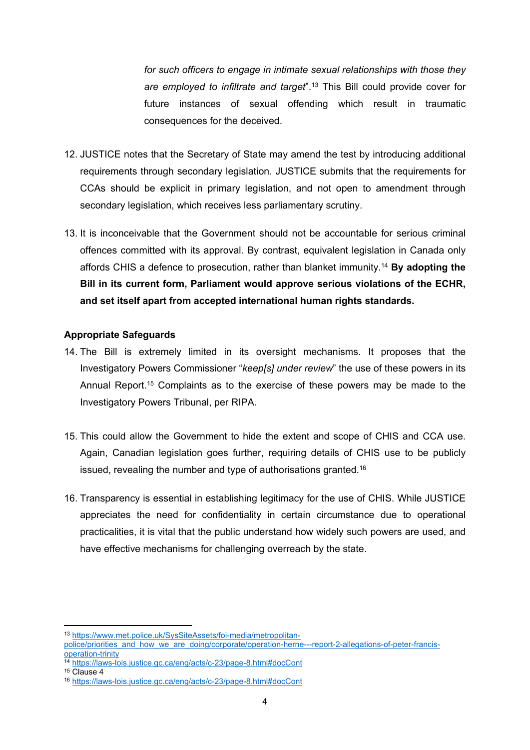*for such officers to engage in intimate sexual relationships with those they are employed to infiltrate and target*".[13] This Bill could provide cover for future instances of sexual offending which result in traumatic consequences for the deceived.

12. JUSTICE notes that the Secretary of State may amend the test by introducing additional requirements through secondary legislation. JUSTICE submits that the requirements for CCAs should be explicit in primary legislation, and not open to amendment through secondary legislation, which receives less parliamentary scrutiny.

13. It is inconceivable that the Government should not be accountable for serious criminal offences committed with its approval. By contrast, equivalent legislation in Canada only affords CHIS a defence to prosecution, rather than blanket immunity.[14] **By adopting the Bill in its current form, Parliament would approve serious violations of the ECHR, and set itself apart from accepted international human rights standards.**

**Appropriate Safeguards**

14. The Bill is extremely limited in its oversight mechanisms. It proposes that the Investigatory Powers Commissioner "*keep[s] under review*" the use of these powers in its Annual Report.[15] Complaints as to the exercise of these powers may be made to the Investigatory Powers Tribunal, per RIPA.

15. This could allow the Government to hide the extent and scope of CHIS and CCA use. Again, Canadian legislation goes further, requiring details of CHIS use to be publicly issued, revealing the number and type of authorisations granted.[16]

16. Transparency is essential in establishing legitimacy for the use of CHIS. While JUSTICE appreciates the need for confidentiality in certain circumstance due to operational practicalities, it is vital that the public understand how widely such powers are used, and have effective mechanisms for challenging overreach by the state.

---

[13] https://www.met.police.uk/SysSiteAssets/foi-media/metropolitan-police/priorities_and_how_we_are_doing/corporate/operation-herne---report-2-allegations-of-peter-francis-operation-trinity

[14] https://laws-lois.justice.gc.ca/eng/acts/c-23/page-8.html#docCont

[15] Clause 4

[16] https://laws-lois.justice.gc.ca/eng/acts/c-23/page-8.html#docCont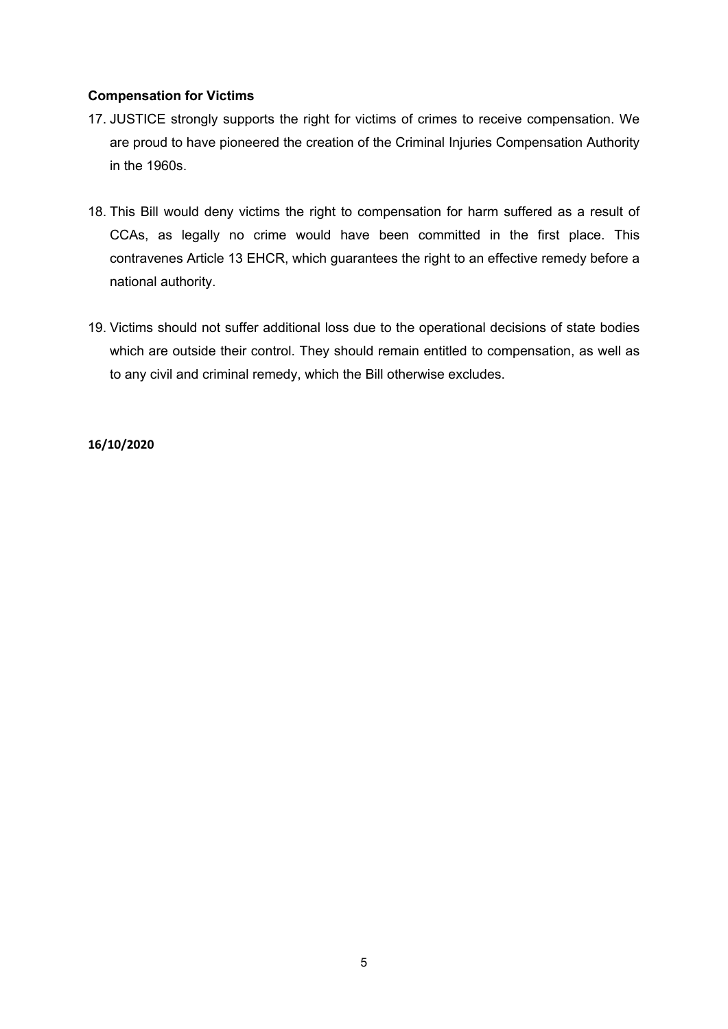**Compensation for Victims**

17. JUSTICE strongly supports the right for victims of crimes to receive compensation. We are proud to have pioneered the creation of the Criminal Injuries Compensation Authority in the 1960s.

18. This Bill would deny victims the right to compensation for harm suffered as a result of CCAs, as legally no crime would have been committed in the first place. This contravenes Article 13 EHCR, which guarantees the right to an effective remedy before a national authority.

19. Victims should not suffer additional loss due to the operational decisions of state bodies which are outside their control. They should remain entitled to compensation, as well as to any civil and criminal remedy, which the Bill otherwise excludes.

**16/10/2020**